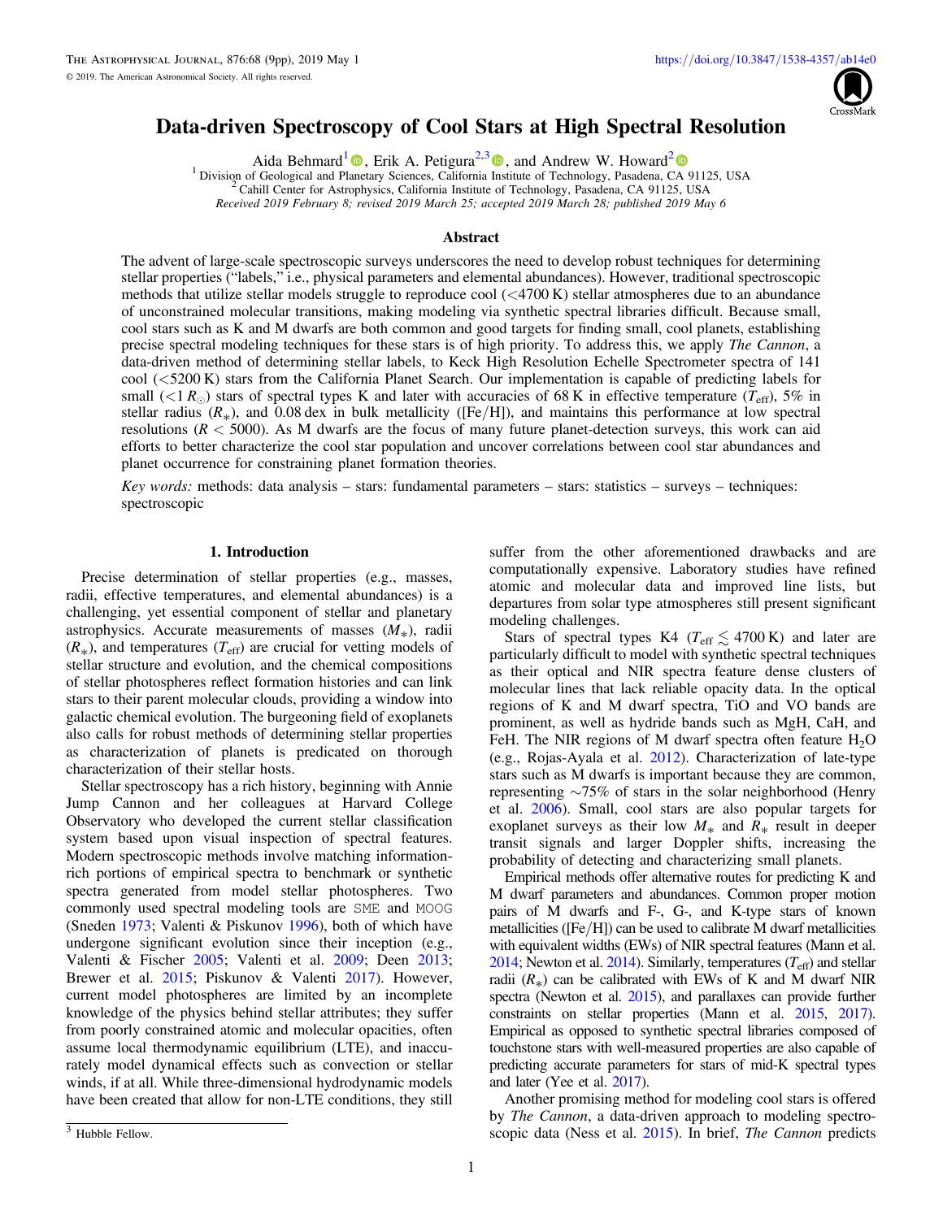# Data-driven Spectroscopy of Cool Stars at High Spectral Resolution

Aida Behmard[1], Erik A. Petigura[2,3], and Andrew W. Howard[2]

[1] Division of Geological and Planetary Sciences, California Institute of Technology, Pasadena, CA 91125, USA
[2] Cahill Center for Astrophysics, California Institute of Technology, Pasadena, CA 91125, USA

*Received 2019 February 8; revised 2019 March 25; accepted 2019 March 28; published 2019 May 6*

## Abstract

The advent of large-scale spectroscopic surveys underscores the need to develop robust techniques for determining stellar properties ("labels," i.e., physical parameters and elemental abundances). However, traditional spectroscopic methods that utilize stellar models struggle to reproduce cool (<4700 K) stellar atmospheres due to an abundance of unconstrained molecular transitions, making modeling via synthetic spectral libraries difficult. Because small, cool stars such as K and M dwarfs are both common and good targets for finding small, cool planets, establishing precise spectral modeling techniques for these stars is of high priority. To address this, we apply *The Cannon*, a data-driven method of determining stellar labels, to Keck High Resolution Echelle Spectrometer spectra of 141 cool (<5200 K) stars from the California Planet Search. Our implementation is capable of predicting labels for small ($<1\,R_{\odot}$) stars of spectral types K and later with accuracies of 68 K in effective temperature ($T_{\rm eff}$), 5% in stellar radius ($R_*$), and 0.08 dex in bulk metallicity ([Fe/H]), and maintains this performance at low spectral resolutions ($R < 5000$). As M dwarfs are the focus of many future planet-detection surveys, this work can aid efforts to better characterize the cool star population and uncover correlations between cool star abundances and planet occurrence for constraining planet formation theories.

*Key words:* methods: data analysis – stars: fundamental parameters – stars: statistics – surveys – techniques: spectroscopic

## 1. Introduction

Precise determination of stellar properties (e.g., masses, radii, effective temperatures, and elemental abundances) is a challenging, yet essential component of stellar and planetary astrophysics. Accurate measurements of masses ($M_*$), radii ($R_*$), and temperatures ($T_{\rm eff}$) are crucial for vetting models of stellar structure and evolution, and the chemical compositions of stellar photospheres reflect formation histories and can link stars to their parent molecular clouds, providing a window into galactic chemical evolution. The burgeoning field of exoplanets also calls for robust methods of determining stellar properties as characterization of planets is predicated on thorough characterization of their stellar hosts.

Stellar spectroscopy has a rich history, beginning with Annie Jump Cannon and her colleagues at Harvard College Observatory who developed the current stellar classification system based upon visual inspection of spectral features. Modern spectroscopic methods involve matching information-rich portions of empirical spectra to benchmark or synthetic spectra generated from model stellar photospheres. Two commonly used spectral modeling tools are SME and MOOG (Sneden 1973; Valenti & Piskunov 1996), both of which have undergone significant evolution since their inception (e.g., Valenti & Fischer 2005; Valenti et al. 2009; Deen 2013; Brewer et al. 2015; Piskunov & Valenti 2017). However, current model photospheres are limited by an incomplete knowledge of the physics behind stellar attributes; they suffer from poorly constrained atomic and molecular opacities, often assume local thermodynamic equilibrium (LTE), and inaccurately model dynamical effects such as convection or stellar winds, if at all. While three-dimensional hydrodynamic models have been created that allow for non-LTE conditions, they still suffer from the other aforementioned drawbacks and are computationally expensive. Laboratory studies have refined atomic and molecular data and improved line lists, but departures from solar type atmospheres still present significant modeling challenges.

Stars of spectral types K4 ($T_{\rm eff} \lesssim 4700$ K) and later are particularly difficult to model with synthetic spectral techniques as their optical and NIR spectra feature dense clusters of molecular lines that lack reliable opacity data. In the optical regions of K and M dwarf spectra, TiO and VO bands are prominent, as well as hydride bands such as MgH, CaH, and FeH. The NIR regions of M dwarf spectra often feature $H_2O$ (e.g., Rojas-Ayala et al. 2012). Characterization of late-type stars such as M dwarfs is important because they are common, representing ~75% of stars in the solar neighborhood (Henry et al. 2006). Small, cool stars are also popular targets for exoplanet surveys as their low $M_*$ and $R_*$ result in deeper transit signals and larger Doppler shifts, increasing the probability of detecting and characterizing small planets.

Empirical methods offer alternative routes for predicting K and M dwarf parameters and abundances. Common proper motion pairs of M dwarfs and F-, G-, and K-type stars of known metallicities ([Fe/H]) can be used to calibrate M dwarf metallicities with equivalent widths (EWs) of NIR spectral features (Mann et al. 2014; Newton et al. 2014). Similarly, temperatures ($T_{\rm eff}$) and stellar radii ($R_*$) can be calibrated with EWs of K and M dwarf NIR spectra (Newton et al. 2015), and parallaxes can provide further constraints on stellar properties (Mann et al. 2015, 2017). Empirical as opposed to synthetic spectral libraries composed of touchstone stars with well-measured properties are also capable of predicting accurate parameters for stars of mid-K spectral types and later (Yee et al. 2017).

Another promising method for modeling cool stars is offered by *The Cannon*, a data-driven approach to modeling spectroscopic data (Ness et al. 2015). In brief, *The Cannon* predicts

[3] Hubble Fellow.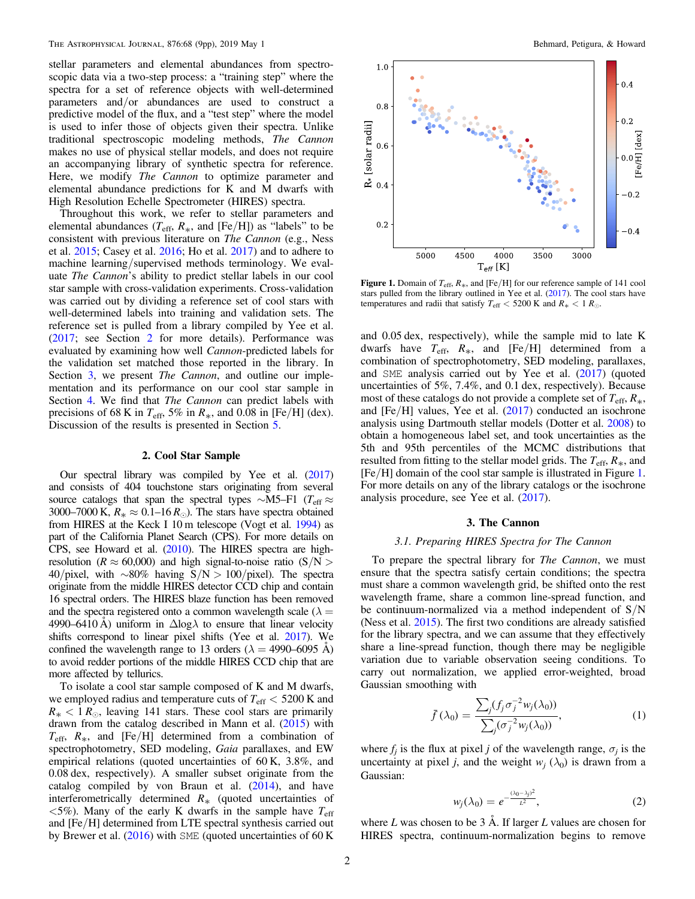stellar parameters and elemental abundances from spectroscopic data via a two-step process: a "training step" where the spectra for a set of reference objects with well-determined parameters and/or abundances are used to construct a predictive model of the flux, and a "test step" where the model is used to infer those of objects given their spectra. Unlike traditional spectroscopic modeling methods, *The Cannon* makes no use of physical stellar models, and does not require an accompanying library of synthetic spectra for reference. Here, we modify *The Cannon* to optimize parameter and elemental abundance predictions for K and M dwarfs with High Resolution Echelle Spectrometer (HIRES) spectra.

Throughout this work, we refer to stellar parameters and elemental abundances ($T_{\mathrm{eff}}$, $R_*$, and [Fe/H]) as "labels" to be consistent with previous literature on *The Cannon* (e.g., Ness et al. 2015; Casey et al. 2016; Ho et al. 2017) and to adhere to machine learning/supervised methods terminology. We evaluate *The Cannon*'s ability to predict stellar labels in our cool star sample with cross-validation experiments. Cross-validation was carried out by dividing a reference set of cool stars with well-determined labels into training and validation sets. The reference set is pulled from a library compiled by Yee et al. (2017; see Section 2 for more details). Performance was evaluated by examining how well *Cannon*-predicted labels for the validation set matched those reported in the library. In Section 3, we present *The Cannon*, and outline our implementation and its performance on our cool star sample in Section 4. We find that *The Cannon* can predict labels with precisions of 68 K in $T_{\mathrm{eff}}$, 5% in $R_*$, and 0.08 in [Fe/H] (dex). Discussion of the results is presented in Section 5.

## 2. Cool Star Sample

Our spectral library was compiled by Yee et al. (2017) and consists of 404 touchstone stars originating from several source catalogs that span the spectral types ~M5–F1 ($T_{\mathrm{eff}} \approx$ 3000–7000 K, $R_* \approx 0.1$–$16\,R_\odot$). The stars have spectra obtained from HIRES at the Keck I 10 m telescope (Vogt et al. 1994) as part of the California Planet Search (CPS). For more details on CPS, see Howard et al. (2010). The HIRES spectra are high-resolution ($R \approx 60{,}000$) and high signal-to-noise ratio (S/N > 40/pixel, with ~80% having S/N > 100/pixel). The spectra originate from the middle HIRES detector CCD chip and contain 16 spectral orders. The HIRES blaze function has been removed and the spectra registered onto a common wavelength scale ($\lambda$ = 4990–6410 Å) uniform in $\Delta\log\lambda$ to ensure that linear velocity shifts correspond to linear pixel shifts (Yee et al. 2017). We confined the wavelength range to 13 orders ($\lambda$ = 4990–6095 Å) to avoid redder portions of the middle HIRES CCD chip that are more affected by tellurics.

To isolate a cool star sample composed of K and M dwarfs, we employed radius and temperature cuts of $T_{\mathrm{eff}} < 5200$ K and $R_* < 1\,R_\odot$, leaving 141 stars. These cool stars are primarily drawn from the catalog described in Mann et al. (2015) with $T_{\mathrm{eff}}$, $R_*$, and [Fe/H] determined from a combination of spectrophotometry, SED modeling, *Gaia* parallaxes, and EW empirical relations (quoted uncertainties of 60 K, 3.8%, and 0.08 dex, respectively). A smaller subset originate from the catalog compiled by von Braun et al. (2014), and have interferometrically determined $R_*$ (quoted uncertainties of <5%). Many of the early K dwarfs in the sample have $T_{\mathrm{eff}}$ and [Fe/H] determined from LTE spectral synthesis carried out by Brewer et al. (2016) with SME (quoted uncertainties of 60 K and 0.05 dex, respectively), while the sample mid to late K dwarfs have $T_{\mathrm{eff}}$, $R_*$, and [Fe/H] determined from a combination of spectrophotometry, SED modeling, parallaxes, and SME analysis carried out by Yee et al. (2017) (quoted uncertainties of 5%, 7.4%, and 0.1 dex, respectively). Because most of these catalogs do not provide a complete set of $T_{\mathrm{eff}}$, $R_*$, and [Fe/H] values, Yee et al. (2017) conducted an isochrone analysis using Dartmouth stellar models (Dotter et al. 2008) to obtain a homogeneous label set, and took uncertainties as the 5th and 95th percentiles of the MCMC distributions that resulted from fitting to the stellar model grids. The $T_{\mathrm{eff}}$, $R_*$, and [Fe/H] domain of the cool star sample is illustrated in Figure 1. For more details on any of the library catalogs or the isochrone analysis procedure, see Yee et al. (2017).

**Figure 1.** Domain of $T_{\mathrm{eff}}$, $R_*$, and [Fe/H] for our reference sample of 141 cool stars pulled from the library outlined in Yee et al. (2017). The cool stars have temperatures and radii that satisfy $T_{\mathrm{eff}} < 5200$ K and $R_* < 1\,R_\odot$.

## 3. The Cannon

### 3.1. Preparing HIRES Spectra for The Cannon

To prepare the spectral library for *The Cannon*, we must ensure that the spectra satisfy certain conditions; the spectra must share a common wavelength grid, be shifted onto the rest wavelength frame, share a common line-spread function, and be continuum-normalized via a method independent of S/N (Ness et al. 2015). The first two conditions are already satisfied for the library spectra, and we can assume that they effectively share a line-spread function, though there may be negligible variation due to variable observation seeing conditions. To carry out normalization, we applied error-weighted, broad Gaussian smoothing with

$$\bar{f}(\lambda_0) = \frac{\sum_j (f_j \sigma_j^{-2} w_j(\lambda_0))}{\sum_j (\sigma_j^{-2} w_j(\lambda_0))}, \tag{1}$$

where $f_j$ is the flux at pixel $j$ of the wavelength range, $\sigma_j$ is the uncertainty at pixel $j$, and the weight $w_j(\lambda_0)$ is drawn from a Gaussian:

$$w_j(\lambda_0) = e^{-\frac{(\lambda_0 - \lambda_j)^2}{L^2}}, \tag{2}$$

where $L$ was chosen to be 3 Å. If larger $L$ values are chosen for HIRES spectra, continuum-normalization begins to remove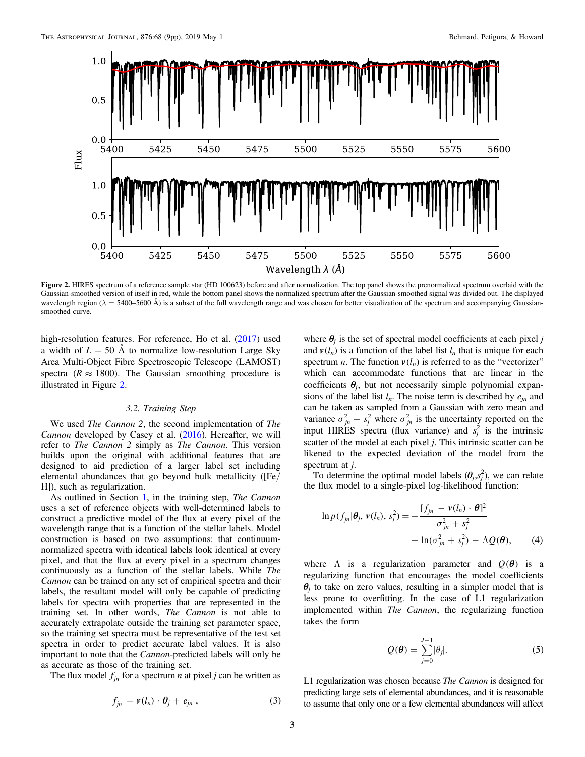**Figure 2.** HIRES spectrum of a reference sample star (HD 100623) before and after normalization. The top panel shows the prenormalized spectrum overlaid with the Gaussian-smoothed version of itself in red, while the bottom panel shows the normalized spectrum after the Gaussian-smoothed signal was divided out. The displayed wavelength region ($\lambda = 5400$–$5600$ Å) is a subset of the full wavelength range and was chosen for better visualization of the spectrum and accompanying Gaussian-smoothed curve.

high-resolution features. For reference, Ho et al. (2017) used a width of $L = 50$ Å to normalize low-resolution Large Sky Area Multi-Object Fibre Spectroscopic Telescope (LAMOST) spectra ($R \approx 1800$). The Gaussian smoothing procedure is illustrated in Figure 2.

### 3.2. Training Step

We used *The Cannon 2*, the second implementation of *The Cannon* developed by Casey et al. (2016). Hereafter, we will refer to *The Cannon 2* simply as *The Cannon*. This version builds upon the original with additional features that are designed to aid prediction of a larger label set including elemental abundances that go beyond bulk metallicity ([Fe/H]), such as regularization.

As outlined in Section 1, in the training step, *The Cannon* uses a set of reference objects with well-determined labels to construct a predictive model of the flux at every pixel of the wavelength range that is a function of the stellar labels. Model construction is based on two assumptions: that continuum-normalized spectra with identical labels look identical at every pixel, and that the flux at every pixel in a spectrum changes continuously as a function of the stellar labels. While *The Cannon* can be trained on any set of empirical spectra and their labels, the resultant model will only be capable of predicting labels for spectra with properties that are represented in the training set. In other words, *The Cannon* is not able to accurately extrapolate outside the training set parameter space, so the training set spectra must be representative of the test set spectra in order to predict accurate label values. It is also important to note that the *Cannon*-predicted labels will only be as accurate as those of the training set.

The flux model $f_{jn}$ for a spectrum $n$ at pixel $j$ can be written as

$$f_{jn} = \boldsymbol{v}(l_n) \cdot \boldsymbol{\theta}_j + e_{jn} \,, \tag{3}$$

where $\boldsymbol{\theta}_j$ is the set of spectral model coefficients at each pixel $j$ and $\boldsymbol{v}(l_n)$ is a function of the label list $l_n$ that is unique for each spectrum $n$. The function $\boldsymbol{v}(l_n)$ is referred to as the "vectorizer" which can accommodate functions that are linear in the coefficients $\boldsymbol{\theta}_j$, but not necessarily simple polynomial expansions of the label list $l_n$. The noise term is described by $e_{jn}$ and can be taken as sampled from a Gaussian with zero mean and variance $\sigma_{jn}^2 + s_j^2$ where $\sigma_{jn}^2$ is the uncertainty reported on the input HIRES spectra (flux variance) and $s_j^2$ is the intrinsic scatter of the model at each pixel $j$. This intrinsic scatter can be likened to the expected deviation of the model from the spectrum at $j$.

To determine the optimal model labels ($\boldsymbol{\theta}_j$,$s_j^2$), we can relate the flux model to a single-pixel log-likelihood function:

$$\ln p(f_{jn}|\boldsymbol{\theta}_j, \boldsymbol{v}(l_n), s_j^2) = -\frac{[f_{jn} - \boldsymbol{v}(l_n) \cdot \boldsymbol{\theta}]^2}{\sigma_{jn}^2 + s_j^2} - \ln(\sigma_{jn}^2 + s_j^2) - \Lambda Q(\boldsymbol{\theta}), \tag{4}$$

where $\Lambda$ is a regularization parameter and $Q(\boldsymbol{\theta})$ is a regularizing function that encourages the model coefficients $\boldsymbol{\theta}_j$ to take on zero values, resulting in a simpler model that is less prone to overfitting. In the case of L1 regularization implemented within *The Cannon*, the regularizing function takes the form

$$Q(\boldsymbol{\theta}) = \sum_{j=0}^{J-1} |\theta_j|. \tag{5}$$

L1 regularization was chosen because *The Cannon* is designed for predicting large sets of elemental abundances, and it is reasonable to assume that only one or a few elemental abundances will affect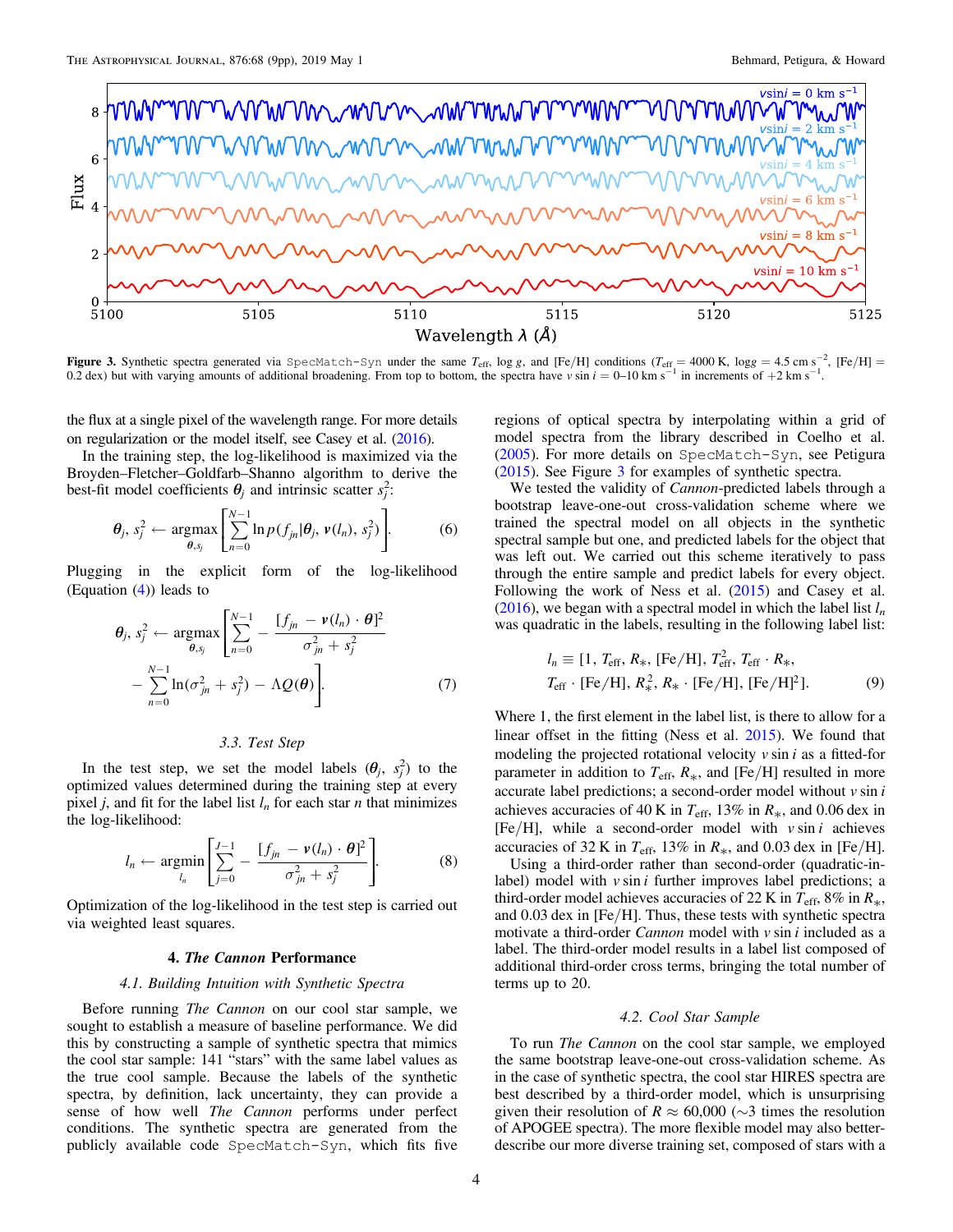Figure 3. Synthetic spectra generated via `SpecMatch-Syn` under the same $T_{\rm eff}$, log $g$, and [Fe/H] conditions ($T_{\rm eff} = 4000$ K, log$g = 4.5$ cm s$^{-2}$, [Fe/H] = 0.2 dex) but with varying amounts of additional broadening. From top to bottom, the spectra have $v \sin i = 0$–$10$ km s$^{-1}$ in increments of +2 km s$^{-1}$.

the flux at a single pixel of the wavelength range. For more details on regularization or the model itself, see Casey et al. (2016).

In the training step, the log-likelihood is maximized via the Broyden–Fletcher–Goldfarb–Shanno algorithm to derive the best-fit model coefficients $\boldsymbol{\theta}_j$ and intrinsic scatter $s_j^2$:

$$\boldsymbol{\theta}_j, s_j^2 \leftarrow \underset{\boldsymbol{\theta}, s_j}{\operatorname{argmax}} \left[ \sum_{n=0}^{N-1} \ln p(f_{jn} | \boldsymbol{\theta}_j, \boldsymbol{v}(l_n), s_j^2) \right]. \tag{6}$$

Plugging in the explicit form of the log-likelihood (Equation (4)) leads to

$$\boldsymbol{\theta}_j, s_j^2 \leftarrow \underset{\boldsymbol{\theta}, s_j}{\operatorname{argmax}} \left[ \sum_{n=0}^{N-1} - \frac{[f_{jn} - \boldsymbol{v}(l_n) \cdot \boldsymbol{\theta}]^2}{\sigma_{jn}^2 + s_j^2} - \sum_{n=0}^{N-1} \ln(\sigma_{jn}^2 + s_j^2) - \Lambda Q(\boldsymbol{\theta}) \right]. \tag{7}$$

### 3.3. Test Step

In the test step, we set the model labels ($\boldsymbol{\theta}_j$, $s_j^2$) to the optimized values determined during the training step at every pixel $j$, and fit for the label list $l_n$ for each star $n$ that minimizes the log-likelihood:

$$l_n \leftarrow \underset{l_n}{\operatorname{argmin}} \left[ \sum_{j=0}^{J-1} - \frac{[f_{jn} - \boldsymbol{v}(l_n) \cdot \boldsymbol{\theta}]^2}{\sigma_{jn}^2 + s_j^2} \right]. \tag{8}$$

Optimization of the log-likelihood in the test step is carried out via weighted least squares.

## 4. *The Cannon* Performance

### 4.1. Building Intuition with Synthetic Spectra

Before running *The Cannon* on our cool star sample, we sought to establish a measure of baseline performance. We did this by constructing a sample of synthetic spectra that mimics the cool star sample: 141 "stars" with the same label values as the true cool sample. Because the labels of the synthetic spectra, by definition, lack uncertainty, they can provide a sense of how well *The Cannon* performs under perfect conditions. The synthetic spectra are generated from the publicly available code `SpecMatch-Syn`, which fits five regions of optical spectra by interpolating within a grid of model spectra from the library described in Coelho et al. (2005). For more details on `SpecMatch-Syn`, see Petigura (2015). See Figure 3 for examples of synthetic spectra.

We tested the validity of *Cannon*-predicted labels through a bootstrap leave-one-out cross-validation scheme where we trained the spectral model on all objects in the synthetic spectral sample but one, and predicted labels for the object that was left out. We carried out this scheme iteratively to pass through the entire sample and predict labels for every object. Following the work of Ness et al. (2015) and Casey et al. (2016), we began with a spectral model in which the label list $l_n$ was quadratic in the labels, resulting in the following label list:

$$l_n \equiv [1, T_{\rm eff}, R_*, [{\rm Fe/H}], T_{\rm eff}^2, T_{\rm eff} \cdot R_*, T_{\rm eff} \cdot [{\rm Fe/H}], R_*^2, R_* \cdot [{\rm Fe/H}], [{\rm Fe/H}]^2]. \tag{9}$$

Where 1, the first element in the label list, is there to allow for a linear offset in the fitting (Ness et al. 2015). We found that modeling the projected rotational velocity $v \sin i$ as a fitted-for parameter in addition to $T_{\rm eff}$, $R_*$, and [Fe/H] resulted in more accurate label predictions; a second-order model without $v \sin i$ achieves accuracies of 40 K in $T_{\rm eff}$, 13% in $R_*$, and 0.06 dex in [Fe/H], while a second-order model with $v \sin i$ achieves accuracies of 32 K in $T_{\rm eff}$, 13% in $R_*$, and 0.03 dex in [Fe/H].

Using a third-order rather than second-order (quadratic-in-label) model with $v \sin i$ further improves label predictions; a third-order model achieves accuracies of 22 K in $T_{\rm eff}$, 8% in $R_*$, and 0.03 dex in [Fe/H]. Thus, these tests with synthetic spectra motivate a third-order *Cannon* model with $v \sin i$ included as a label. The third-order model results in a label list composed of additional third-order cross terms, bringing the total number of terms up to 20.

### 4.2. Cool Star Sample

To run *The Cannon* on the cool star sample, we employed the same bootstrap leave-one-out cross-validation scheme. As in the case of synthetic spectra, the cool star HIRES spectra are best described by a third-order model, which is unsurprising given their resolution of $R \approx 60{,}000$ (~3 times the resolution of APOGEE spectra). The more flexible model may also better-describe our more diverse training set, composed of stars with a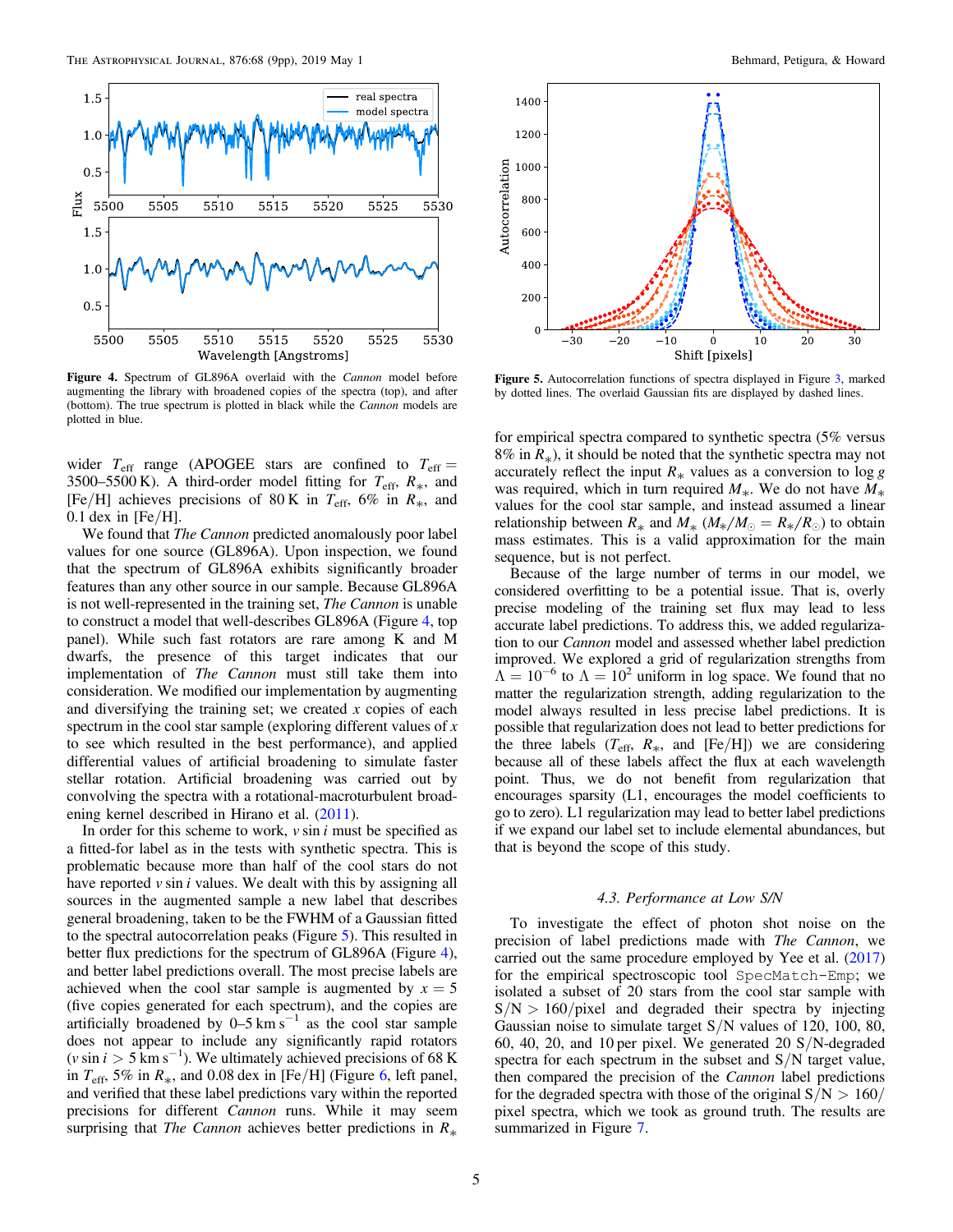Figure 4. Spectrum of GL896A overlaid with the *Cannon* model before augmenting the library with broadened copies of the spectra (top), and after (bottom). The true spectrum is plotted in black while the *Cannon* models are plotted in blue.

Figure 5. Autocorrelation functions of spectra displayed in Figure 3, marked by dotted lines. The overlaid Gaussian fits are displayed by dashed lines.

wider $T_{\rm eff}$ range (APOGEE stars are confined to $T_{\rm eff} = 3500$–$5500$ K). A third-order model fitting for $T_{\rm eff}$, $R_*$, and [Fe/H] achieves precisions of 80 K in $T_{\rm eff}$, 6% in $R_*$, and 0.1 dex in [Fe/H].

We found that *The Cannon* predicted anomalously poor label values for one source (GL896A). Upon inspection, we found that the spectrum of GL896A exhibits significantly broader features than any other source in our sample. Because GL896A is not well-represented in the training set, *The Cannon* is unable to construct a model that well-describes GL896A (Figure 4, top panel). While such fast rotators are rare among K and M dwarfs, the presence of this target indicates that our implementation of *The Cannon* must still take them into consideration. We modified our implementation by augmenting and diversifying the training set; we created $x$ copies of each spectrum in the cool star sample (exploring different values of $x$ to see which resulted in the best performance), and applied differential values of artificial broadening to simulate faster stellar rotation. Artificial broadening was carried out by convolving the spectra with a rotational-macroturbulent broadening kernel described in Hirano et al. (2011).

In order for this scheme to work, $v \sin i$ must be specified as a fitted-for label as in the tests with synthetic spectra. This is problematic because more than half of the cool stars do not have reported $v \sin i$ values. We dealt with this by assigning all sources in the augmented sample a new label that describes general broadening, taken to be the FWHM of a Gaussian fitted to the spectral autocorrelation peaks (Figure 5). This resulted in better flux predictions for the spectrum of GL896A (Figure 4), and better label predictions overall. The most precise labels are achieved when the cool star sample is augmented by $x = 5$ (five copies generated for each spectrum), and the copies are artificially broadened by 0–5 km s$^{-1}$ as the cool star sample does not appear to include any significantly rapid rotators ($v \sin i > 5$ km s$^{-1}$). We ultimately achieved precisions of 68 K in $T_{\rm eff}$, 5% in $R_*$, and 0.08 dex in [Fe/H] (Figure 6, left panel, and verified that these label predictions vary within the reported precisions for different *Cannon* runs. While it may seem surprising that *The Cannon* achieves better predictions in $R_*$ for empirical spectra compared to synthetic spectra (5% versus 8% in $R_*$), it should be noted that the synthetic spectra may not accurately reflect the input $R_*$ values as a conversion to $\log g$ was required, which in turn required $M_*$. We do not have $M_*$ values for the cool star sample, and instead assumed a linear relationship between $R_*$ and $M_*$ ($M_*/M_\odot = R_*/R_\odot$) to obtain mass estimates. This is a valid approximation for the main sequence, but is not perfect.

Because of the large number of terms in our model, we considered overfitting to be a potential issue. That is, overly precise modeling of the training set flux may lead to less accurate label predictions. To address this, we added regularization to our *Cannon* model and assessed whether label prediction improved. We explored a grid of regularization strengths from $\Lambda = 10^{-6}$ to $\Lambda = 10^{2}$ uniform in log space. We found that no matter the regularization strength, adding regularization to the model always resulted in less precise label predictions. It is possible that regularization does not lead to better predictions for the three labels ($T_{\rm eff}$, $R_*$, and [Fe/H]) we are considering because all of these labels affect the flux at each wavelength point. Thus, we do not benefit from regularization that encourages sparsity (L1, encourages the model coefficients to go to zero). L1 regularization may lead to better label predictions if we expand our label set to include elemental abundances, but that is beyond the scope of this study.

### 4.3. Performance at Low S/N

To investigate the effect of photon shot noise on the precision of label predictions made with *The Cannon*, we carried out the same procedure employed by Yee et al. (2017) for the empirical spectroscopic tool `SpecMatch-Emp`; we isolated a subset of 20 stars from the cool star sample with S/N > 160/pixel and degraded their spectra by injecting Gaussian noise to simulate target S/N values of 120, 100, 80, 60, 40, 20, and 10 per pixel. We generated 20 S/N-degraded spectra for each spectrum in the subset and S/N target value, then compared the precision of the *Cannon* label predictions for the degraded spectra with those of the original S/N > 160/pixel spectra, which we took as ground truth. The results are summarized in Figure 7.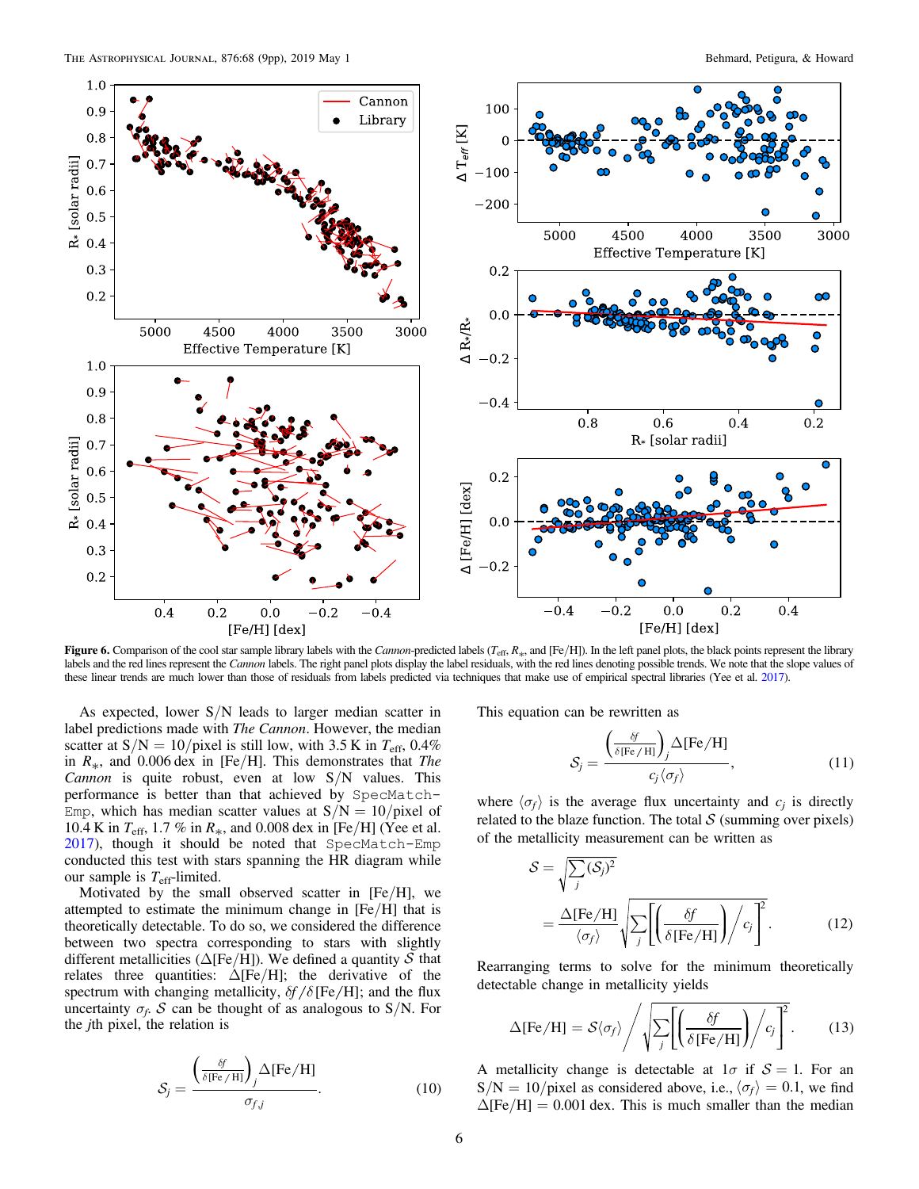**Figure 6.** Comparison of the cool star sample library labels with the *Cannon*-predicted labels ($T_{\rm eff}$, $R_*$, and [Fe/H]). In the left panel plots, the black points represent the library labels and the red lines represent the *Cannon* labels. The right panel plots display the label residuals, with the red lines denoting possible trends. We note that the slope values of these linear trends are much lower than those of residuals from labels predicted via techniques that make use of empirical spectral libraries (Yee et al. 2017).

As expected, lower S/N leads to larger median scatter in label predictions made with *The Cannon*. However, the median scatter at S/N = 10/pixel is still low, with 3.5 K in $T_{\rm eff}$, 0.4% in $R_*$, and 0.006 dex in [Fe/H]. This demonstrates that *The Cannon* is quite robust, even at low S/N values. This performance is better than that achieved by `SpecMatch-Emp`, which has median scatter values at S/N = 10/pixel of 10.4 K in $T_{\rm eff}$, 1.7 % in $R_*$, and 0.008 dex in [Fe/H] (Yee et al. 2017), though it should be noted that `SpecMatch-Emp` conducted this test with stars spanning the HR diagram while our sample is $T_{\rm eff}$-limited.

Motivated by the small observed scatter in [Fe/H], we attempted to estimate the minimum change in [Fe/H] that is theoretically detectable. To do so, we considered the difference between two spectra corresponding to stars with slightly different metallicities ($\Delta$[Fe/H]). We defined a quantity $\mathcal{S}$ that relates three quantities: $\Delta$[Fe/H]; the derivative of the spectrum with changing metallicity, $\delta f/\delta$[Fe/H]; and the flux uncertainty $\sigma_f$. $\mathcal{S}$ can be thought of as analogous to S/N. For the $j$th pixel, the relation is

$$\mathcal{S}_j = \frac{\left(\frac{\delta f}{\delta [{\rm Fe/H}]}\right)_j \Delta[{\rm Fe/H}]}{\sigma_{f,j}}. \tag{10}$$

This equation can be rewritten as

$$\mathcal{S}_j = \frac{\left(\frac{\delta f}{\delta [{\rm Fe/H}]}\right)_j \Delta[{\rm Fe/H}]}{c_j \langle \sigma_f \rangle}, \tag{11}$$

where $\langle \sigma_f \rangle$ is the average flux uncertainty and $c_j$ is directly related to the blaze function. The total $\mathcal{S}$ (summing over pixels) of the metallicity measurement can be written as

$$\mathcal{S} = \sqrt{\sum_j (\mathcal{S}_j)^2} = \frac{\Delta[{\rm Fe/H}]}{\langle \sigma_f \rangle} \sqrt{\sum_j \left[ \left( \frac{\delta f}{\delta [{\rm Fe/H}]} \right) \middle/ c_j \right]^2}. \tag{12}$$

Rearranging terms to solve for the minimum theoretically detectable change in metallicity yields

$$\Delta[{\rm Fe/H}] = \mathcal{S} \langle \sigma_f \rangle \middle/ \sqrt{\sum_j \left[ \left( \frac{\delta f}{\delta [{\rm Fe/H}]} \right) \middle/ c_j \right]^2}. \tag{13}$$

A metallicity change is detectable at $1\sigma$ if $\mathcal{S} = 1$. For an S/N = 10/pixel as considered above, i.e., $\langle \sigma_f \rangle = 0.1$, we find $\Delta$[Fe/H] = 0.001 dex. This is much smaller than the median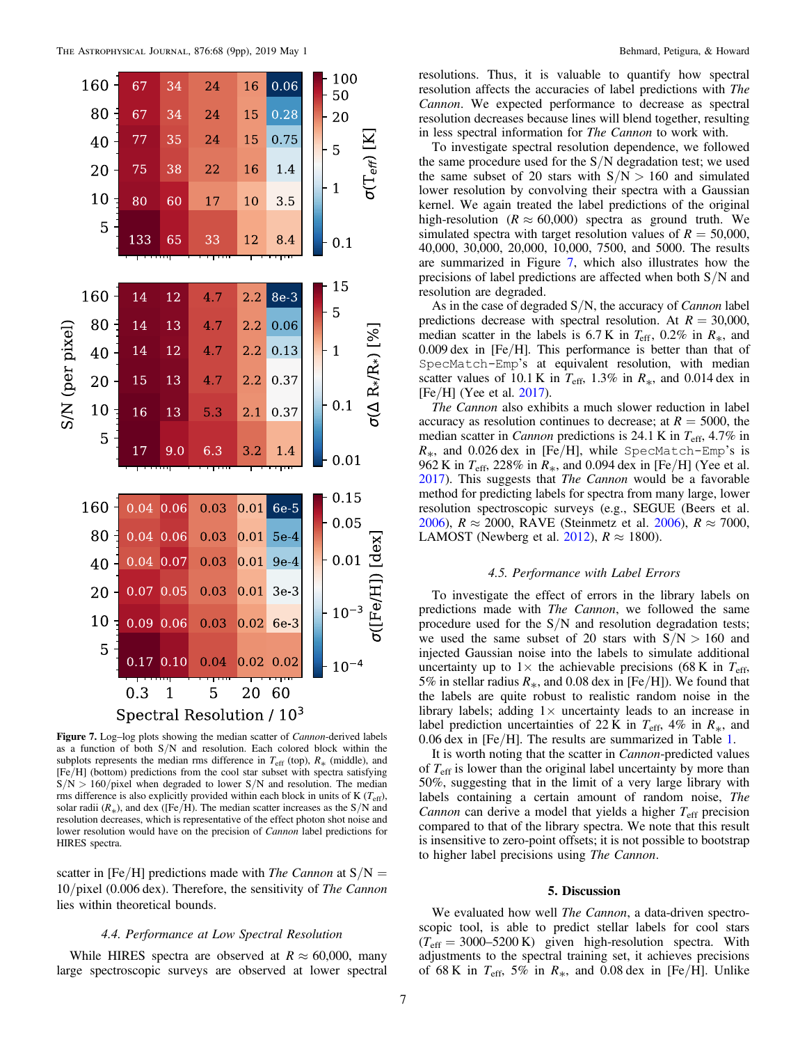**Figure 7.** Log–log plots showing the median scatter of *Cannon*-derived labels as a function of both S/N and resolution. Each colored block within the subplots represents the median rms difference in $T_{\rm eff}$ (top), $R_*$ (middle), and [Fe/H] (bottom) predictions from the cool star subset with spectra satisfying S/N > 160/pixel when degraded to lower S/N and resolution. The median rms difference is also explicitly provided within each block in units of K ($T_{\rm eff}$), solar radii ($R_*$), and dex ([Fe/H]). The median scatter increases as the S/N and resolution decreases, which is representative of the effect photon shot noise and lower resolution would have on the precision of *Cannon* label predictions for HIRES spectra.

scatter in [Fe/H] predictions made with *The Cannon* at S/N = 10/pixel (0.006 dex). Therefore, the sensitivity of *The Cannon* lies within theoretical bounds.

### *4.4. Performance at Low Spectral Resolution*

While HIRES spectra are observed at $R \approx 60{,}000$, many large spectroscopic surveys are observed at lower spectral resolutions. Thus, it is valuable to quantify how spectral resolution affects the accuracies of label predictions with *The Cannon*. We expected performance to decrease as spectral resolution decreases because lines will blend together, resulting in less spectral information for *The Cannon* to work with.

To investigate spectral resolution dependence, we followed the same procedure used for the S/N degradation test; we used the same subset of 20 stars with S/N > 160 and simulated lower resolution by convolving their spectra with a Gaussian kernel. We again treated the label predictions of the original high-resolution ($R \approx 60{,}000$) spectra as ground truth. We simulated spectra with target resolution values of $R$ = 50,000, 40,000, 30,000, 20,000, 10,000, 7500, and 5000. The results are summarized in Figure 7, which also illustrates how the precisions of label predictions are affected when both S/N and resolution are degraded.

As in the case of degraded S/N, the accuracy of *Cannon* label predictions decrease with spectral resolution. At $R$ = 30,000, median scatter in the labels is 6.7 K in $T_{\rm eff}$, 0.2% in $R_*$, and 0.009 dex in [Fe/H]. This performance is better than that of `SpecMatch-Emp`'s at equivalent resolution, with median scatter values of 10.1 K in $T_{\rm eff}$, 1.3% in $R_*$, and 0.014 dex in [Fe/H] (Yee et al. 2017).

*The Cannon* also exhibits a much slower reduction in label accuracy as resolution continues to decrease; at $R$ = 5000, the median scatter in *Cannon* predictions is 24.1 K in $T_{\rm eff}$, 4.7% in $R_*$, and 0.026 dex in [Fe/H], while `SpecMatch-Emp`'s is 962 K in $T_{\rm eff}$, 228% in $R_*$, and 0.094 dex in [Fe/H] (Yee et al. 2017). This suggests that *The Cannon* would be a favorable method for predicting labels for spectra from many large, lower resolution spectroscopic surveys (e.g., SEGUE (Beers et al. 2006), $R \approx 2000$, RAVE (Steinmetz et al. 2006), $R \approx 7000$, LAMOST (Newberg et al. 2012), $R \approx 1800$).

### *4.5. Performance with Label Errors*

To investigate the effect of errors in the library labels on predictions made with *The Cannon*, we followed the same procedure used for the S/N and resolution degradation tests; we used the same subset of 20 stars with S/N > 160 and injected Gaussian noise into the labels to simulate additional uncertainty up to 1× the achievable precisions (68 K in $T_{\rm eff}$, 5% in stellar radius $R_*$, and 0.08 dex in [Fe/H]). We found that the labels are quite robust to realistic random noise in the library labels; adding 1× uncertainty leads to an increase in label prediction uncertainties of 22 K in $T_{\rm eff}$, 4% in $R_*$, and 0.06 dex in [Fe/H]. The results are summarized in Table 1.

It is worth noting that the scatter in *Cannon*-predicted values of $T_{\rm eff}$ is lower than the original label uncertainty by more than 50%, suggesting that in the limit of a very large library with labels containing a certain amount of random noise, *The Cannon* can derive a model that yields a higher $T_{\rm eff}$ precision compared to that of the library spectra. We note that this result is insensitive to zero-point offsets; it is not possible to bootstrap to higher label precisions using *The Cannon*.

## 5. Discussion

We evaluated how well *The Cannon*, a data-driven spectroscopic tool, is able to predict stellar labels for cool stars ($T_{\rm eff}$ = 3000–5200 K) given high-resolution spectra. With adjustments to the spectral training set, it achieves precisions of 68 K in $T_{\rm eff}$, 5% in $R_*$, and 0.08 dex in [Fe/H]. Unlike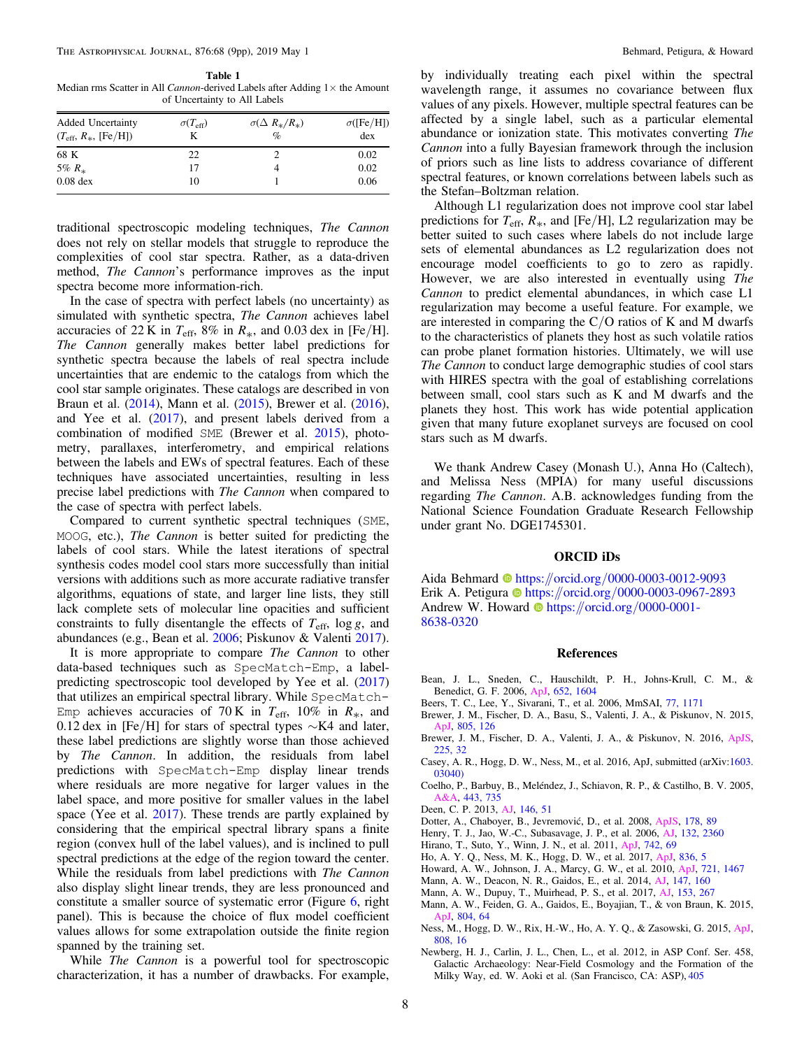**Table 1**
Median rms Scatter in All *Cannon*-derived Labels after Adding 1× the Amount of Uncertainty to All Labels

| Added Uncertainty ($T_{\rm eff}$, $R_*$, [Fe/H]) | $\sigma(T_{\rm eff})$ K | $\sigma(\Delta R_*/R_*)$ % | $\sigma$([Fe/H]) dex |
|---|---|---|---|
| 68 K | 22 | 2 | 0.02 |
| 5% $R_*$ | 17 | 4 | 0.02 |
| 0.08 dex | 10 | 1 | 0.06 |

traditional spectroscopic modeling techniques, *The Cannon* does not rely on stellar models that struggle to reproduce the complexities of cool star spectra. Rather, as a data-driven method, *The Cannon*'s performance improves as the input spectra become more information-rich.

In the case of spectra with perfect labels (no uncertainty) as simulated with synthetic spectra, *The Cannon* achieves label accuracies of 22 K in $T_{\rm eff}$, 8% in $R_*$, and 0.03 dex in [Fe/H]. *The Cannon* generally makes better label predictions for synthetic spectra because the labels of real spectra include uncertainties that are endemic to the catalogs from which the cool star sample originates. These catalogs are described in von Braun et al. (2014), Mann et al. (2015), Brewer et al. (2016), and Yee et al. (2017), and present labels derived from a combination of modified SME (Brewer et al. 2015), photometry, parallaxes, interferometry, and empirical relations between the labels and EWs of spectral features. Each of these techniques have associated uncertainties, resulting in less precise label predictions with *The Cannon* when compared to the case of spectra with perfect labels.

Compared to current synthetic spectral techniques (SME, MOOG, etc.), *The Cannon* is better suited for predicting the labels of cool stars. While the latest iterations of spectral synthesis codes model cool stars more successfully than initial versions with additions such as more accurate radiative transfer algorithms, equations of state, and larger line lists, they still lack complete sets of molecular line opacities and sufficient constraints to fully disentangle the effects of $T_{\rm eff}$, $\log g$, and abundances (e.g., Bean et al. 2006; Piskunov & Valenti 2017).

It is more appropriate to compare *The Cannon* to other data-based techniques such as SpecMatch-Emp, a label-predicting spectroscopic tool developed by Yee et al. (2017) that utilizes an empirical spectral library. While SpecMatch-Emp achieves accuracies of 70 K in $T_{\rm eff}$, 10% in $R_*$, and 0.12 dex in [Fe/H] for stars of spectral types ~K4 and later, these label predictions are slightly worse than those achieved by *The Cannon*. In addition, the residuals from label predictions with SpecMatch-Emp display linear trends where residuals are more negative for larger values in the label space, and more positive for smaller values in the label space (Yee et al. 2017). These trends are partly explained by considering that the empirical spectral library spans a finite region (convex hull of the label values), and is inclined to pull spectral predictions at the edge of the region toward the center. While the residuals from label predictions with *The Cannon* also display slight linear trends, they are less pronounced and constitute a smaller source of systematic error (Figure 6, right panel). This is because the choice of flux model coefficient values allows for some extrapolation outside the finite region spanned by the training set.

While *The Cannon* is a powerful tool for spectroscopic characterization, it has a number of drawbacks. For example, by individually treating each pixel within the spectral wavelength range, it assumes no covariance between flux values of any pixels. However, multiple spectral features can be affected by a single label, such as a particular elemental abundance or ionization state. This motivates converting *The Cannon* into a fully Bayesian framework through the inclusion of priors such as line lists to address covariance of different spectral features, or known correlations between labels such as the Stefan–Boltzman relation.

Although L1 regularization does not improve cool star label predictions for $T_{\rm eff}$, $R_*$, and [Fe/H], L2 regularization may be better suited to such cases where labels do not include large sets of elemental abundances as L2 regularization does not encourage model coefficients to go to zero as rapidly. However, we are also interested in eventually using *The Cannon* to predict elemental abundances, in which case L1 regularization may become a useful feature. For example, we are interested in comparing the C/O ratios of K and M dwarfs to the characteristics of planets they host as such volatile ratios can probe planet formation histories. Ultimately, we will use *The Cannon* to conduct large demographic studies of cool stars with HIRES spectra with the goal of establishing correlations between small, cool stars such as K and M dwarfs and the planets they host. This work has wide potential application given that many future exoplanet surveys are focused on cool stars such as M dwarfs.

We thank Andrew Casey (Monash U.), Anna Ho (Caltech), and Melissa Ness (MPIA) for many useful discussions regarding *The Cannon*. A.B. acknowledges funding from the National Science Foundation Graduate Research Fellowship under grant No. DGE1745301.

## ORCID iDs

Aida Behmard https://orcid.org/0000-0003-0012-9093
Erik A. Petigura https://orcid.org/0000-0003-0967-2893
Andrew W. Howard https://orcid.org/0000-0001-8638-0320

## References

Bean, J. L., Sneden, C., Hauschildt, P. H., Johns-Krull, C. M., & Benedict, G. F. 2006, ApJ, 652, 1604
Beers, T. C., Lee, Y., Sivarani, T., et al. 2006, MmSAI, 77, 1171
Brewer, J. M., Fischer, D. A., Basu, S., Valenti, J. A., & Piskunov, N. 2015, ApJ, 805, 126
Brewer, J. M., Fischer, D. A., Valenti, J. A., & Piskunov, N. 2016, ApJS, 225, 32
Casey, A. R., Hogg, D. W., Ness, M., et al. 2016, ApJ, submitted (arXiv:1603.03040)
Coelho, P., Barbuy, B., Meléndez, J., Schiavon, R. P., & Castilho, B. V. 2005, A&A, 443, 735
Deen, C. P. 2013, AJ, 146, 51
Dotter, A., Chaboyer, B., Jevremović, D., et al. 2008, ApJS, 178, 89
Henry, T. J., Jao, W.-C., Subasavage, J. P., et al. 2006, AJ, 132, 2360
Hirano, T., Suto, Y., Winn, J. N., et al. 2011, ApJ, 742, 69
Ho, A. Y. Q., Ness, M. K., Hogg, D. W., et al. 2017, ApJ, 836, 5
Howard, A. W., Johnson, J. A., Marcy, G. W., et al. 2010, ApJ, 721, 1467
Mann, A. W., Deacon, N. R., Gaidos, E., et al. 2014, AJ, 147, 160
Mann, A. W., Dupuy, T., Muirhead, P. S., et al. 2017, AJ, 153, 267
Mann, A. W., Feiden, G. A., Gaidos, E., Boyajian, T., & von Braun, K. 2015, ApJ, 804, 64
Ness, M., Hogg, D. W., Rix, H.-W., Ho, A. Y. Q., & Zasowski, G. 2015, ApJ, 808, 16
Newberg, H. J., Carlin, J. L., Chen, L., et al. 2012, in ASP Conf. Ser. 458, Galactic Archaeology: Near-Field Cosmology and the Formation of the Milky Way, ed. W. Aoki et al. (San Francisco, CA: ASP), 405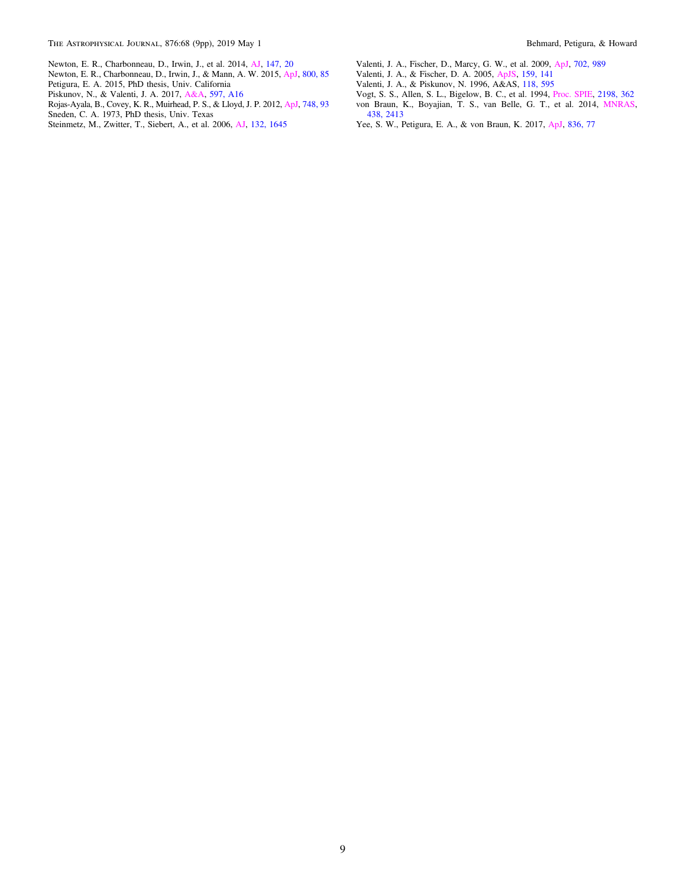Newton, E. R., Charbonneau, D., Irwin, J., et al. 2014, AJ, 147, 20

Newton, E. R., Charbonneau, D., Irwin, J., & Mann, A. W. 2015, ApJ, 800, 85

Petigura, E. A. 2015, PhD thesis, Univ. California

Piskunov, N., & Valenti, J. A. 2017, A&A, 597, A16

Rojas-Ayala, B., Covey, K. R., Muirhead, P. S., & Lloyd, J. P. 2012, ApJ, 748, 93

Sneden, C. A. 1973, PhD thesis, Univ. Texas

Steinmetz, M., Zwitter, T., Siebert, A., et al. 2006, AJ, 132, 1645

Valenti, J. A., Fischer, D., Marcy, G. W., et al. 2009, ApJ, 702, 989

Valenti, J. A., & Fischer, D. A. 2005, ApJS, 159, 141

Valenti, J. A., & Piskunov, N. 1996, A&AS, 118, 595

Vogt, S. S., Allen, S. L., Bigelow, B. C., et al. 1994, Proc. SPIE, 2198, 362

von Braun, K., Boyajian, T. S., van Belle, G. T., et al. 2014, MNRAS, 438, 2413

Yee, S. W., Petigura, E. A., & von Braun, K. 2017, ApJ, 836, 77